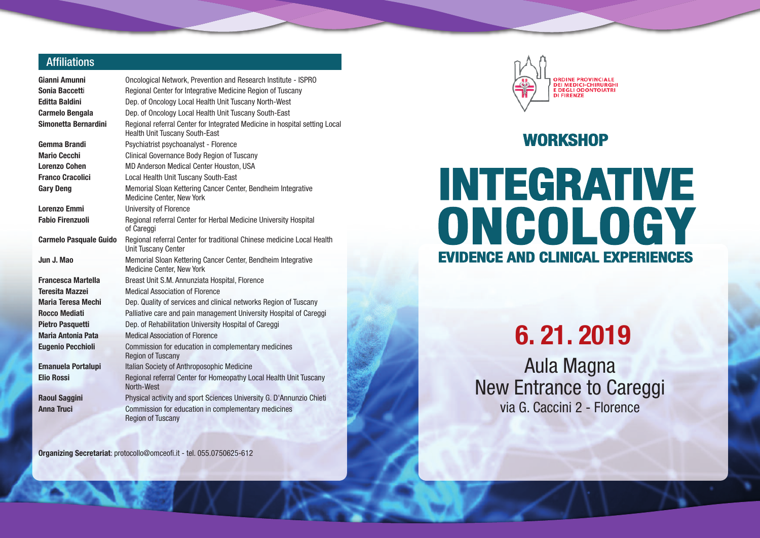## Affiliations

| | |
|---|---|
| **Gianni Amunni** | Oncological Network, Prevention and Research Institute - ISPRO |
| **Sonia Baccetti** | Regional Center for Integrative Medicine Region of Tuscany |
| **Editta Baldini** | Dep. of Oncology Local Health Unit Tuscany North-West |
| **Carmelo Bengala** | Dep. of Oncology Local Health Unit Tuscany South-East |
| **Simonetta Bernardini** | Regional referral Center for Integrated Medicine in hospital setting Local Health Unit Tuscany South-East |
| **Gemma Brandi** | Psychiatrist psychoanalyst - Florence |
| **Mario Cecchi** | Clinical Governance Body Region of Tuscany |
| **Lorenzo Cohen** | MD Anderson Medical Center Houston, USA |
| **Franco Cracolici** | Local Health Unit Tuscany South-East |
| **Gary Deng** | Memorial Sloan Kettering Cancer Center, Bendheim Integrative Medicine Center, New York |
| **Lorenzo Emmi** | University of Florence |
| **Fabio Firenzuoli** | Regional referral Center for Herbal Medicine University Hospital of Careggi |
| **Carmelo Pasquale Guido** | Regional referral Center for traditional Chinese medicine Local Health Unit Tuscany Center |
| **Jun J. Mao** | Memorial Sloan Kettering Cancer Center, Bendheim Integrative Medicine Center, New York |
| **Francesca Martella** | Breast Unit S.M. Annunziata Hospital, Florence |
| **Teresita Mazzei** | Medical Association of Florence |
| **Maria Teresa Mechi** | Dep. Quality of services and clinical networks Region of Tuscany |
| **Rocco Mediati** | Palliative care and pain management University Hospital of Careggi |
| **Pietro Pasquetti** | Dep. of Rehabilitation University Hospital of Careggi |
| **Maria Antonia Pata** | Medical Association of Florence |
| **Eugenio Pecchioli** | Commission for education in complementary medicines Region of Tuscany |
| **Emanuela Portalupi** | Italian Society of Anthroposophic Medicine |
| **Elio Rossi** | Regional referral Center for Homeopathy Local Health Unit Tuscany North-West |
| **Raoul Saggini** | Physical activity and sport Sciences University G. D'Annunzio Chieti |
| **Anna Truci** | Commission for education in complementary medicines Region of Tuscany |

**Organizing Secretariat**: protocollo@omceofi.it - tel. 055.0750625-612

ORDINE PROVINCIALE DEI MEDICI-CHIRURGHI E DEGLI ODONTOIATRI DI FIRENZE

## WORKSHOP

# INTEGRATIVE ONCOLOGY

### EVIDENCE AND CLINICAL EXPERIENCES

## 6. 21. 2019

Aula Magna
New Entrance to Careggi
via G. Caccini 2 - Florence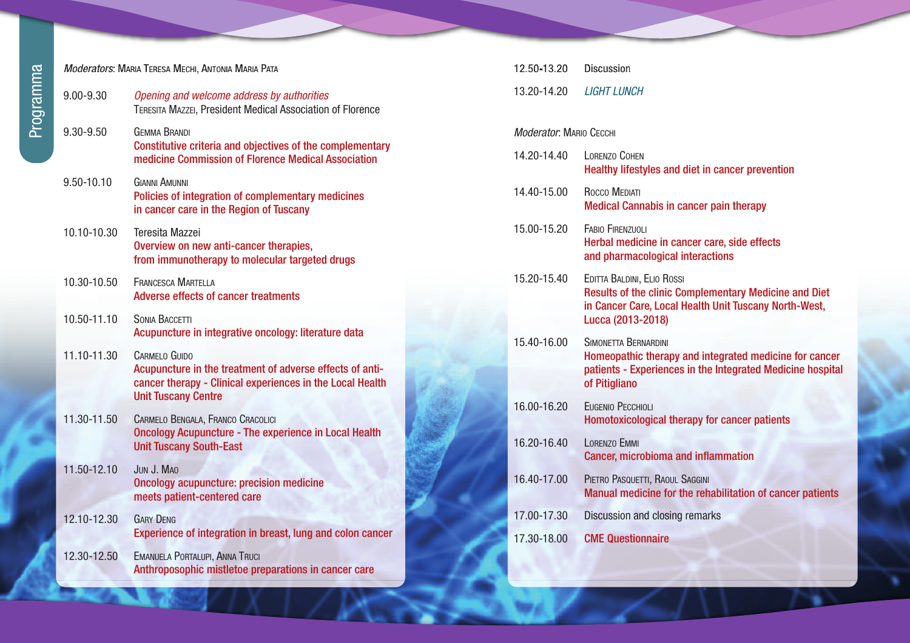# Programma

*Moderators*: Maria Teresa Mechi, Antonia Maria Pata

9.00-9.30 *Opening and welcome address by authorities*
Teresita Mazzei, President Medical Association of Florence

9.30-9.50 Gemma Brandi
Constitutive criteria and objectives of the complementary medicine Commission of Florence Medical Association

9.50-10.10 Gianni Amunni
Policies of integration of complementary medicines in cancer care in the Region of Tuscany

10.10-10.30 Teresita Mazzei
Overview on new anti-cancer therapies, from immunotherapy to molecular targeted drugs

10.30-10.50 Francesca Martella
Adverse effects of cancer treatments

10.50-11.10 Sonia Baccetti
Acupuncture in integrative oncology: literature data

11.10-11.30 Carmelo Guido
Acupuncture in the treatment of adverse effects of anti-cancer therapy - Clinical experiences in the Local Health Unit Tuscany Centre

11.30-11.50 Carmelo Bengala, Franco Cracolici
Oncology Acupuncture - The experience in Local Health Unit Tuscany South-East

11.50-12.10 Jun J. Mao
Oncology acupuncture: precision medicine meets patient-centered care

12.10-12.30 Gary Deng
Experience of integration in breast, lung and colon cancer

12.30-12.50 Emanuela Portalupi, Anna Truci
Anthroposophic mistletoe preparations in cancer care

12.50-13.20 Discussion

13.20-14.20 *LIGHT LUNCH*

*Moderator*: Mario Cecchi

14.20-14.40 Lorenzo Cohen
Healthy lifestyles and diet in cancer prevention

14.40-15.00 Rocco Mediati
Medical Cannabis in cancer pain therapy

15.00-15.20 Fabio Firenzuoli
Herbal medicine in cancer care, side effects and pharmacological interactions

15.20-15.40 Editta Baldini, Elio Rossi
Results of the clinic Complementary Medicine and Diet in Cancer Care, Local Health Unit Tuscany North-West, Lucca (2013-2018)

15.40-16.00 Simonetta Bernardini
Homeopathic therapy and integrated medicine for cancer patients - Experiences in the Integrated Medicine hospital of Pitigliano

16.00-16.20 Eugenio Pecchioli
Homotoxicological therapy for cancer patients

16.20-16.40 Lorenzo Emmi
Cancer, microbioma and inflammation

16.40-17.00 Pietro Pasquetti, Raoul Saggini
Manual medicine for the rehabilitation of cancer patients

17.00-17.30 Discussion and closing remarks

17.30-18.00 CME Questionnaire